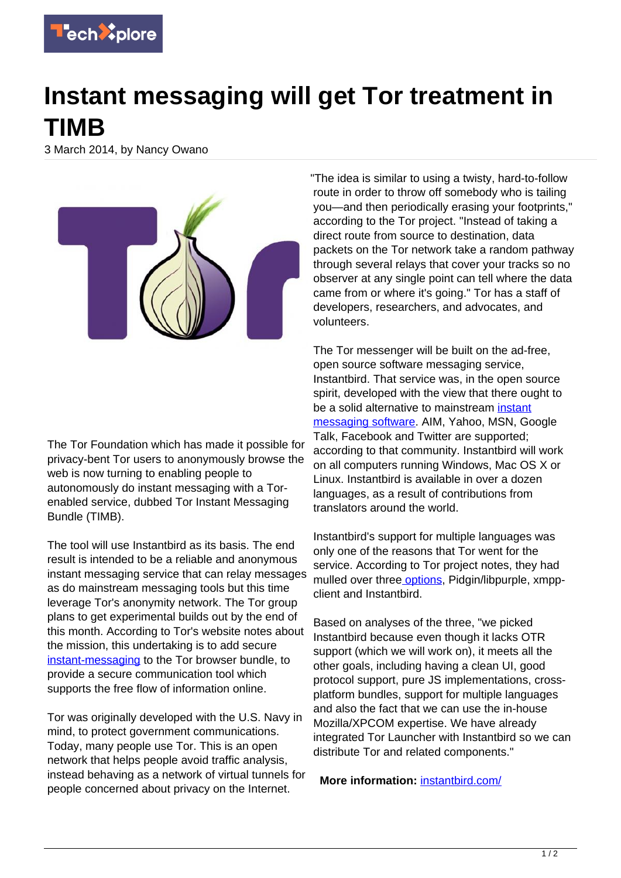# Instant messaging will get Tor treatment in TIMB

3 March 2014, by Nancy Owano

The Tor Foundation which has made it possible for privacy-bent Tor users to anonymously browse the web is now turning to enabling people to autonomously do instant messaging with a Tor-enabled service, dubbed Tor Instant Messaging Bundle (TIMB).

The tool will use Instantbird as its basis. The end result is intended to be a reliable and anonymous instant messaging service that can relay messages as do mainstream messaging tools but this time leverage Tor's anonymity network. The Tor group plans to get experimental builds out by the end of this month. According to Tor's website notes about the mission, this undertaking is to add secure instant-messaging to the Tor browser bundle, to provide a secure communication tool which supports the free flow of information online.

Tor was originally developed with the U.S. Navy in mind, to protect government communications. Today, many people use Tor. This is an open network that helps people avoid traffic analysis, instead behaving as a network of virtual tunnels for people concerned about privacy on the Internet.

"The idea is similar to using a twisty, hard-to-follow route in order to throw off somebody who is tailing you—and then periodically erasing your footprints," according to the Tor project. "Instead of taking a direct route from source to destination, data packets on the Tor network take a random pathway through several relays that cover your tracks so no observer at any single point can tell where the data came from or where it's going." Tor has a staff of developers, researchers, and advocates, and volunteers.

The Tor messenger will be built on the ad-free, open source software messaging service, Instantbird. That service was, in the open source spirit, developed with the view that there ought to be a solid alternative to mainstream instant messaging software. AIM, Yahoo, MSN, Google Talk, Facebook and Twitter are supported; according to that community. Instantbird will work on all computers running Windows, Mac OS X or Linux. Instantbird is available in over a dozen languages, as a result of contributions from translators around the world.

Instantbird's support for multiple languages was only one of the reasons that Tor went for the service. According to Tor project notes, they had mulled over three options, Pidgin/libpurple, xmpp-client and Instantbird.

Based on analyses of the three, "we picked Instantbird because even though it lacks OTR support (which we will work on), it meets all the other goals, including having a clean UI, good protocol support, pure JS implementations, cross-platform bundles, support for multiple languages and also the fact that we can use the in-house Mozilla/XPCOM expertise. We have already integrated Tor Launcher with Instantbird so we can distribute Tor and related components."

**More information:** instantbird.com/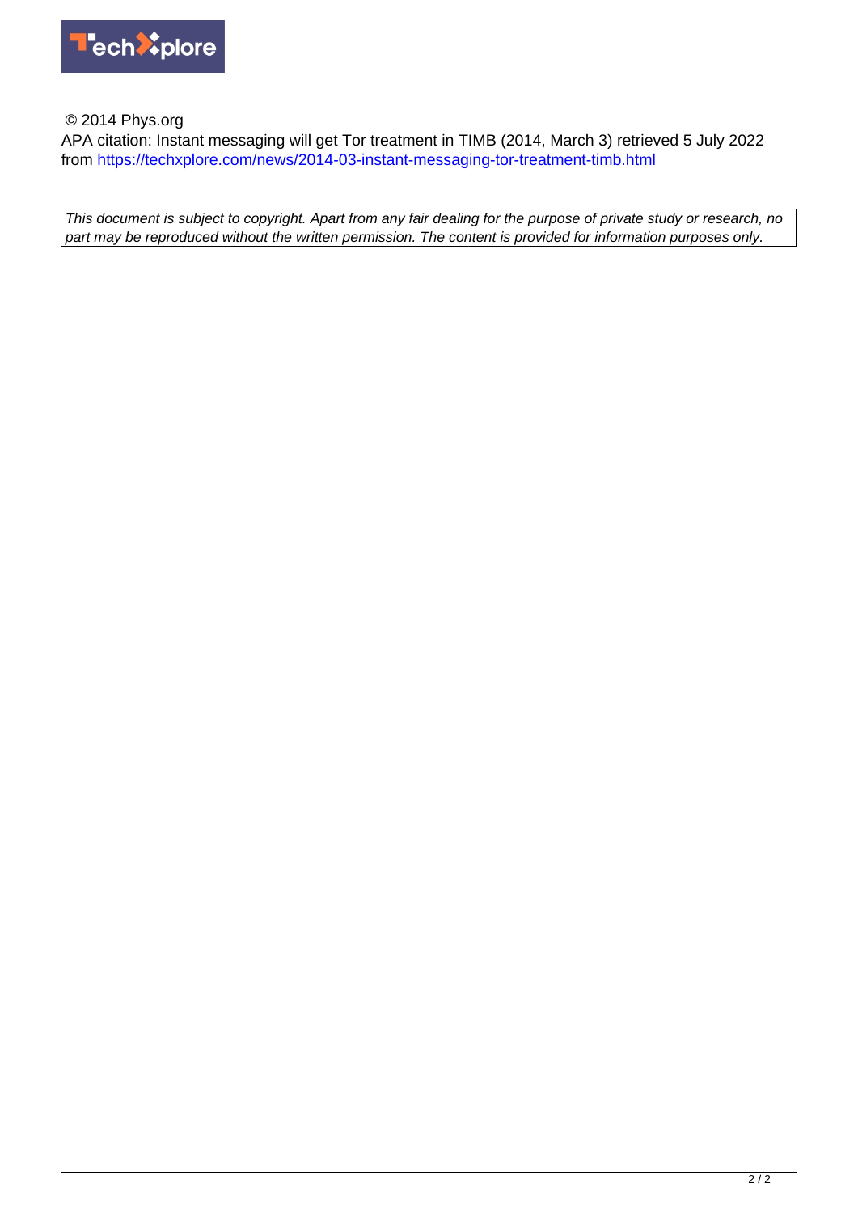© 2014 Phys.org

APA citation: Instant messaging will get Tor treatment in TIMB (2014, March 3) retrieved 5 July 2022 from https://techxplore.com/news/2014-03-instant-messaging-tor-treatment-timb.html

*This document is subject to copyright. Apart from any fair dealing for the purpose of private study or research, no part may be reproduced without the written permission. The content is provided for information purposes only.*